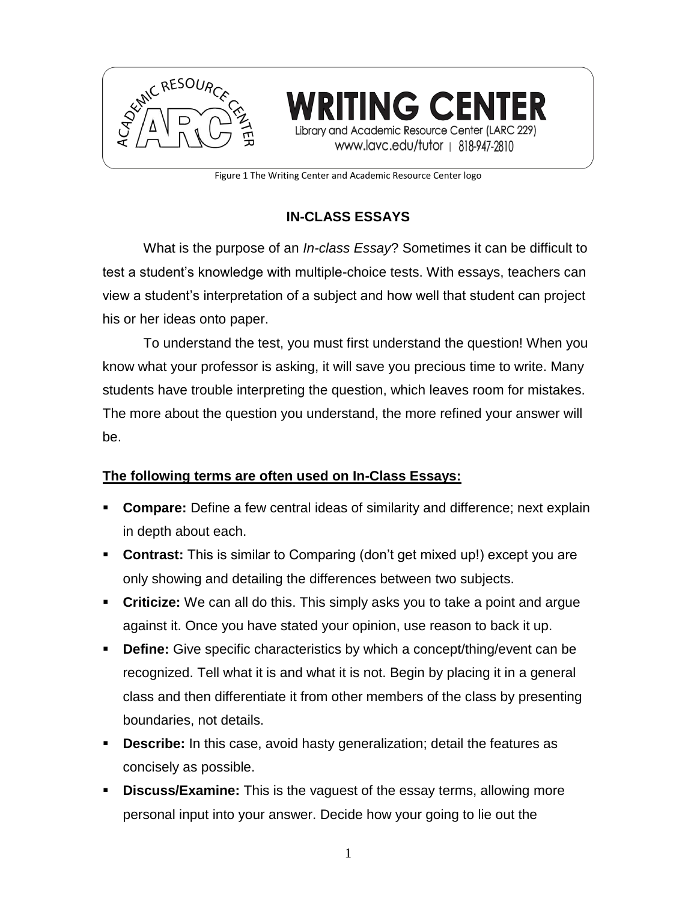WRITING CENTER

Library and Academic Resource Center (LARC 229)

www.lavc.edu/tutor | 818-947-2810

Figure 1 The Writing Center and Academic Resource Center logo

## IN-CLASS ESSAYS

What is the purpose of an *In-class Essay*? Sometimes it can be difficult to test a student's knowledge with multiple-choice tests. With essays, teachers can view a student's interpretation of a subject and how well that student can project his or her ideas onto paper.

To understand the test, you must first understand the question! When you know what your professor is asking, it will save you precious time to write. Many students have trouble interpreting the question, which leaves room for mistakes. The more about the question you understand, the more refined your answer will be.

**The following terms are often used on In-Class Essays:**

- **Compare:** Define a few central ideas of similarity and difference; next explain in depth about each.
- **Contrast:** This is similar to Comparing (don't get mixed up!) except you are only showing and detailing the differences between two subjects.
- **Criticize:** We can all do this. This simply asks you to take a point and argue against it. Once you have stated your opinion, use reason to back it up.
- **Define:** Give specific characteristics by which a concept/thing/event can be recognized. Tell what it is and what it is not. Begin by placing it in a general class and then differentiate it from other members of the class by presenting boundaries, not details.
- **Describe:** In this case, avoid hasty generalization; detail the features as concisely as possible.
- **Discuss/Examine:** This is the vaguest of the essay terms, allowing more personal input into your answer. Decide how your going to lie out the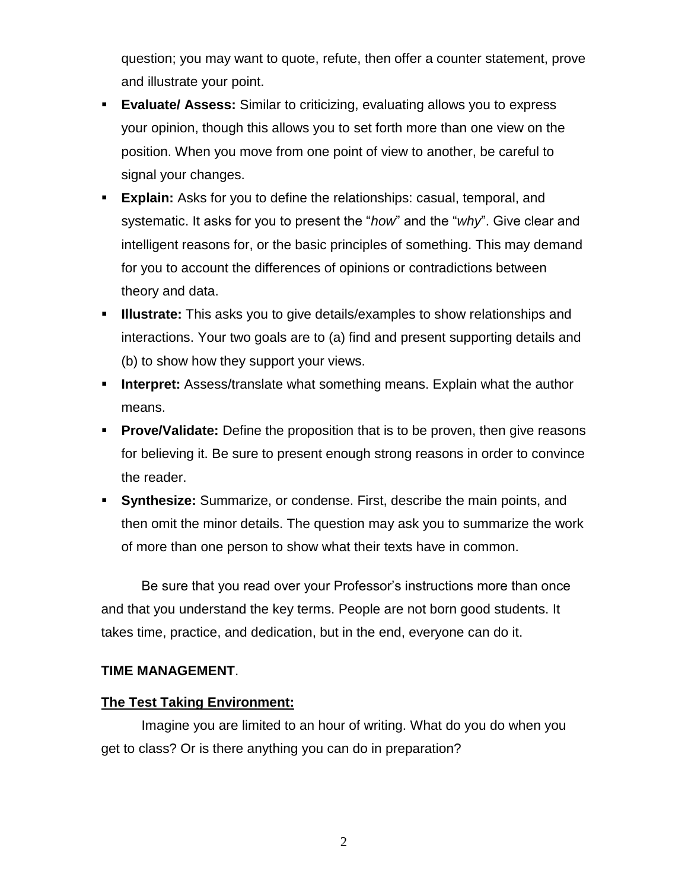question; you may want to quote, refute, then offer a counter statement, prove and illustrate your point.

- **Evaluate/ Assess:** Similar to criticizing, evaluating allows you to express your opinion, though this allows you to set forth more than one view on the position. When you move from one point of view to another, be careful to signal your changes.
- **Explain:** Asks for you to define the relationships: casual, temporal, and systematic. It asks for you to present the "*how*" and the "*why*". Give clear and intelligent reasons for, or the basic principles of something. This may demand for you to account the differences of opinions or contradictions between theory and data.
- **Illustrate:** This asks you to give details/examples to show relationships and interactions. Your two goals are to (a) find and present supporting details and (b) to show how they support your views.
- **Interpret:** Assess/translate what something means. Explain what the author means.
- **Prove/Validate:** Define the proposition that is to be proven, then give reasons for believing it. Be sure to present enough strong reasons in order to convince the reader.
- **Synthesize:** Summarize, or condense. First, describe the main points, and then omit the minor details. The question may ask you to summarize the work of more than one person to show what their texts have in common.

Be sure that you read over your Professor's instructions more than once and that you understand the key terms. People are not born good students. It takes time, practice, and dedication, but in the end, everyone can do it.

**TIME MANAGEMENT**.

**<u>The Test Taking Environment:</u>**

Imagine you are limited to an hour of writing. What do you do when you get to class? Or is there anything you can do in preparation?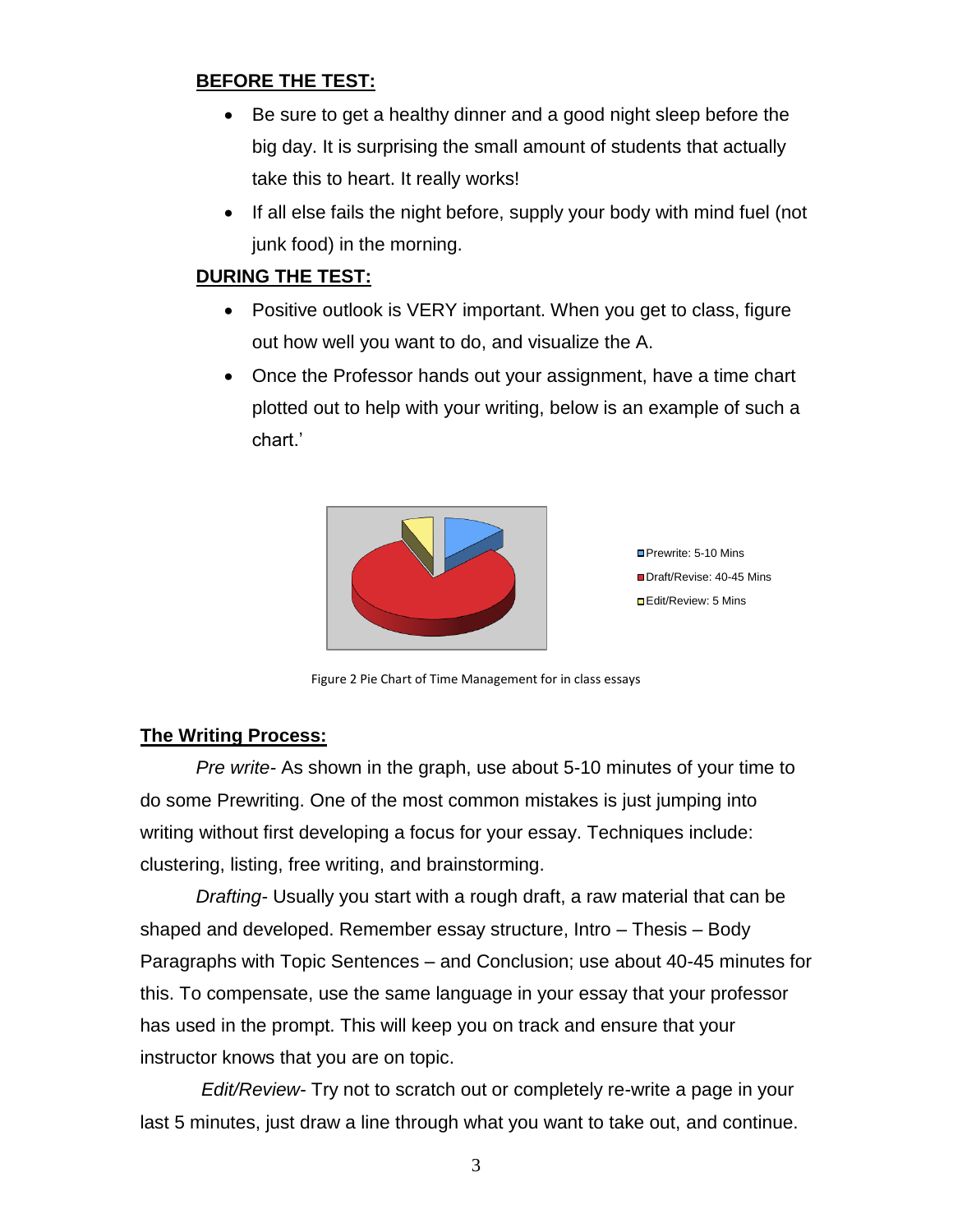**BEFORE THE TEST:**

- Be sure to get a healthy dinner and a good night sleep before the big day. It is surprising the small amount of students that actually take this to heart. It really works!
- If all else fails the night before, supply your body with mind fuel (not junk food) in the morning.

**DURING THE TEST:**

- Positive outlook is VERY important. When you get to class, figure out how well you want to do, and visualize the A.
- Once the Professor hands out your assignment, have a time chart plotted out to help with your writing, below is an example of such a chart.'

Prewrite: 5-10 Mins
Draft/Revise: 40-45 Mins
Edit/Review: 5 Mins

Figure 2 Pie Chart of Time Management for in class essays

**The Writing Process:**

*Pre write*- As shown in the graph, use about 5-10 minutes of your time to do some Prewriting. One of the most common mistakes is just jumping into writing without first developing a focus for your essay. Techniques include: clustering, listing, free writing, and brainstorming.

*Drafting*- Usually you start with a rough draft, a raw material that can be shaped and developed. Remember essay structure, Intro – Thesis – Body Paragraphs with Topic Sentences – and Conclusion; use about 40-45 minutes for this. To compensate, use the same language in your essay that your professor has used in the prompt. This will keep you on track and ensure that your instructor knows that you are on topic.

*Edit/Review*- Try not to scratch out or completely re-write a page in your last 5 minutes, just draw a line through what you want to take out, and continue.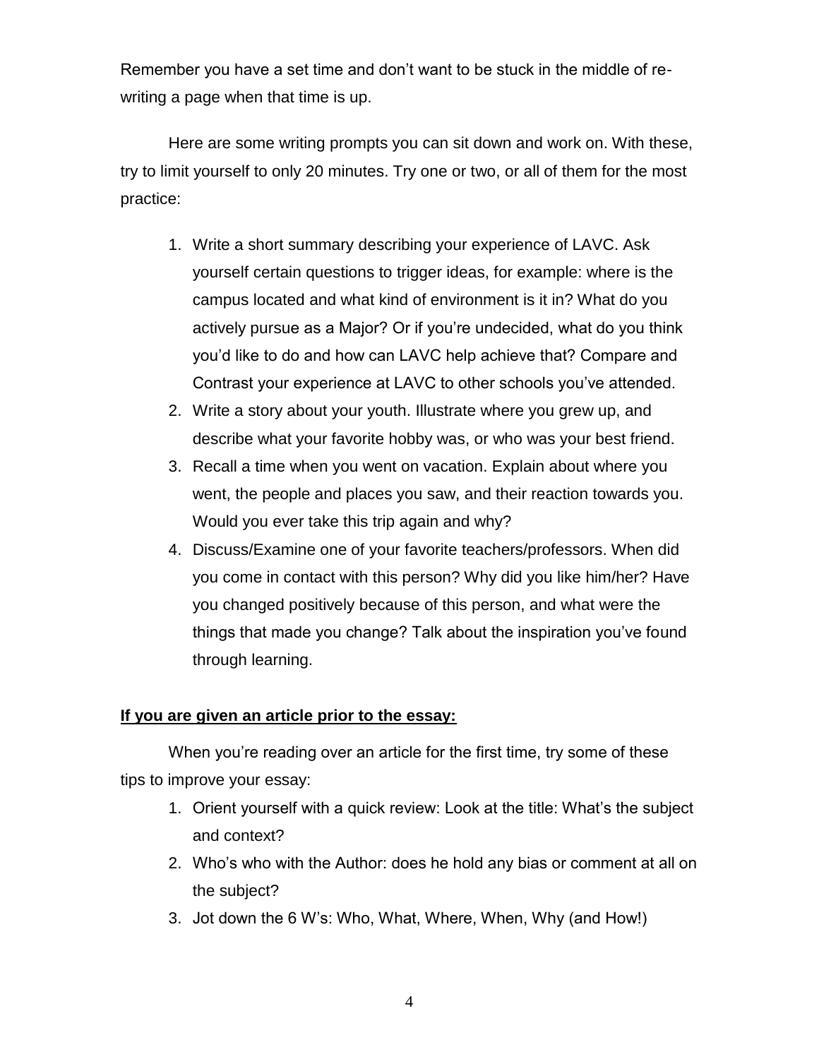Remember you have a set time and don't want to be stuck in the middle of re-writing a page when that time is up.

Here are some writing prompts you can sit down and work on. With these, try to limit yourself to only 20 minutes. Try one or two, or all of them for the most practice:

1. Write a short summary describing your experience of LAVC. Ask yourself certain questions to trigger ideas, for example: where is the campus located and what kind of environment is it in? What do you actively pursue as a Major? Or if you're undecided, what do you think you'd like to do and how can LAVC help achieve that? Compare and Contrast your experience at LAVC to other schools you've attended.
2. Write a story about your youth. Illustrate where you grew up, and describe what your favorite hobby was, or who was your best friend.
3. Recall a time when you went on vacation. Explain about where you went, the people and places you saw, and their reaction towards you. Would you ever take this trip again and why?
4. Discuss/Examine one of your favorite teachers/professors. When did you come in contact with this person? Why did you like him/her? Have you changed positively because of this person, and what were the things that made you change? Talk about the inspiration you've found through learning.

**<u>If you are given an article prior to the essay:</u>**

When you're reading over an article for the first time, try some of these tips to improve your essay:

1. Orient yourself with a quick review: Look at the title: What's the subject and context?
2. Who's who with the Author: does he hold any bias or comment at all on the subject?
3. Jot down the 6 W's: Who, What, Where, When, Why (and How!)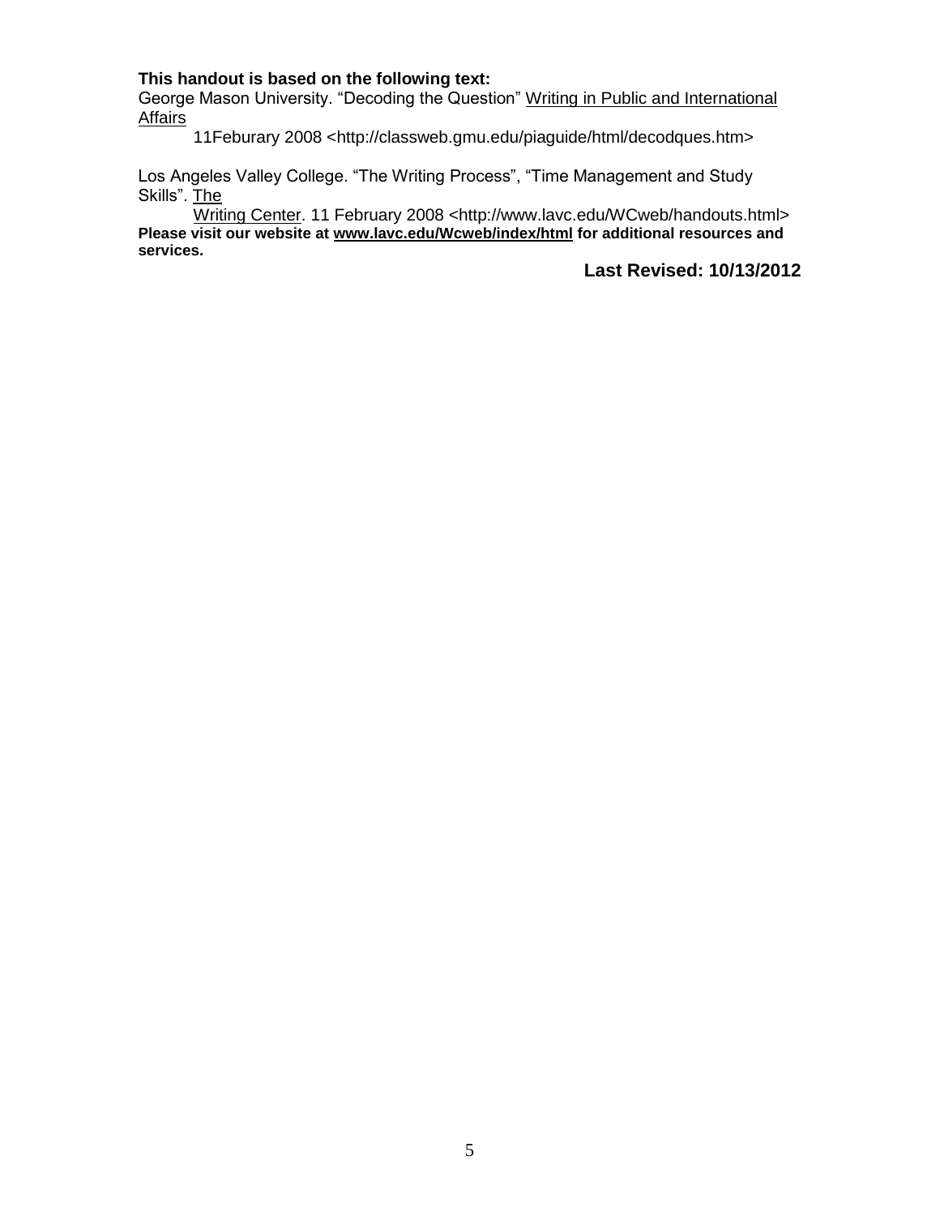**This handout is based on the following text:**

George Mason University. "Decoding the Question" Writing in Public and International Affairs 11Feburary 2008 <http://classweb.gmu.edu/piaguide/html/decodques.htm>

Los Angeles Valley College. "The Writing Process", "Time Management and Study Skills". The Writing Center. 11 February 2008 <http://www.lavc.edu/WCweb/handouts.html>

**Please visit our website at www.lavc.edu/Wcweb/index/html for additional resources and services.**

**Last Revised: 10/13/2012**